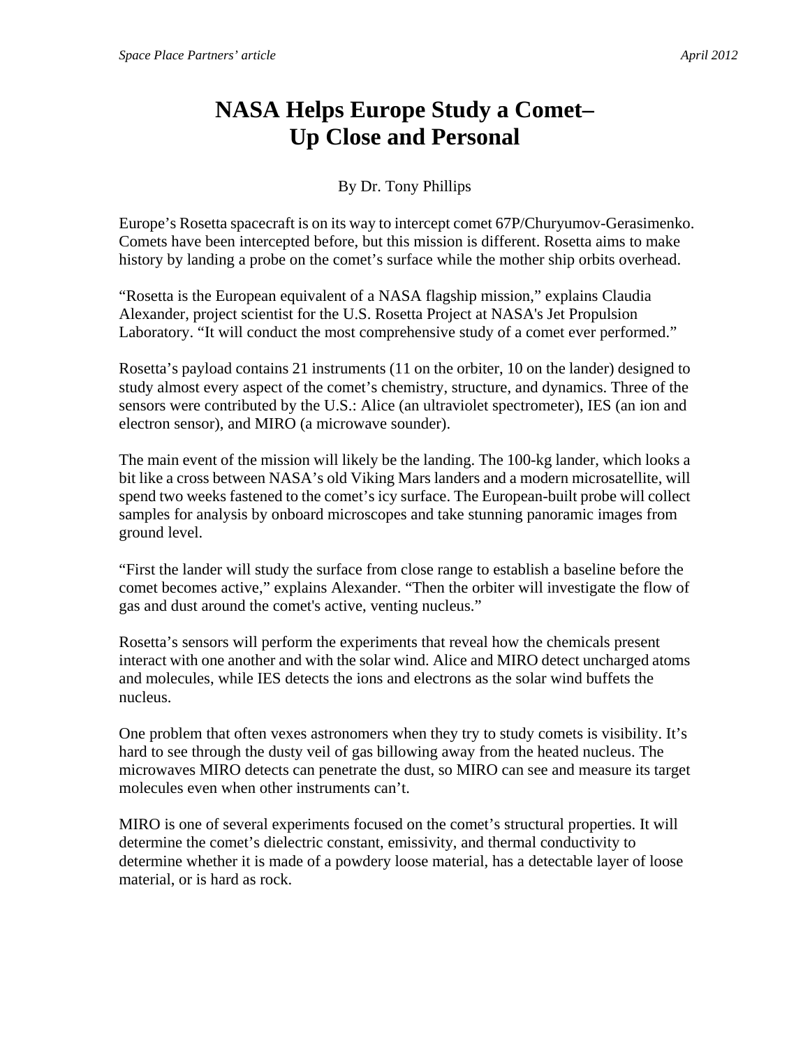# NASA Helps Europe Study a Comet– Up Close and Personal

By Dr. Tony Phillips

Europe's Rosetta spacecraft is on its way to intercept comet 67P/Churyumov-Gerasimenko. Comets have been intercepted before, but this mission is different. Rosetta aims to make history by landing a probe on the comet's surface while the mother ship orbits overhead.

"Rosetta is the European equivalent of a NASA flagship mission," explains Claudia Alexander, project scientist for the U.S. Rosetta Project at NASA's Jet Propulsion Laboratory. "It will conduct the most comprehensive study of a comet ever performed."

Rosetta's payload contains 21 instruments (11 on the orbiter, 10 on the lander) designed to study almost every aspect of the comet's chemistry, structure, and dynamics. Three of the sensors were contributed by the U.S.: Alice (an ultraviolet spectrometer), IES (an ion and electron sensor), and MIRO (a microwave sounder).

The main event of the mission will likely be the landing. The 100-kg lander, which looks a bit like a cross between NASA's old Viking Mars landers and a modern microsatellite, will spend two weeks fastened to the comet's icy surface. The European-built probe will collect samples for analysis by onboard microscopes and take stunning panoramic images from ground level.

"First the lander will study the surface from close range to establish a baseline before the comet becomes active," explains Alexander. "Then the orbiter will investigate the flow of gas and dust around the comet's active, venting nucleus."

Rosetta's sensors will perform the experiments that reveal how the chemicals present interact with one another and with the solar wind. Alice and MIRO detect uncharged atoms and molecules, while IES detects the ions and electrons as the solar wind buffets the nucleus.

One problem that often vexes astronomers when they try to study comets is visibility. It's hard to see through the dusty veil of gas billowing away from the heated nucleus. The microwaves MIRO detects can penetrate the dust, so MIRO can see and measure its target molecules even when other instruments can't.

MIRO is one of several experiments focused on the comet's structural properties. It will determine the comet's dielectric constant, emissivity, and thermal conductivity to determine whether it is made of a powdery loose material, has a detectable layer of loose material, or is hard as rock.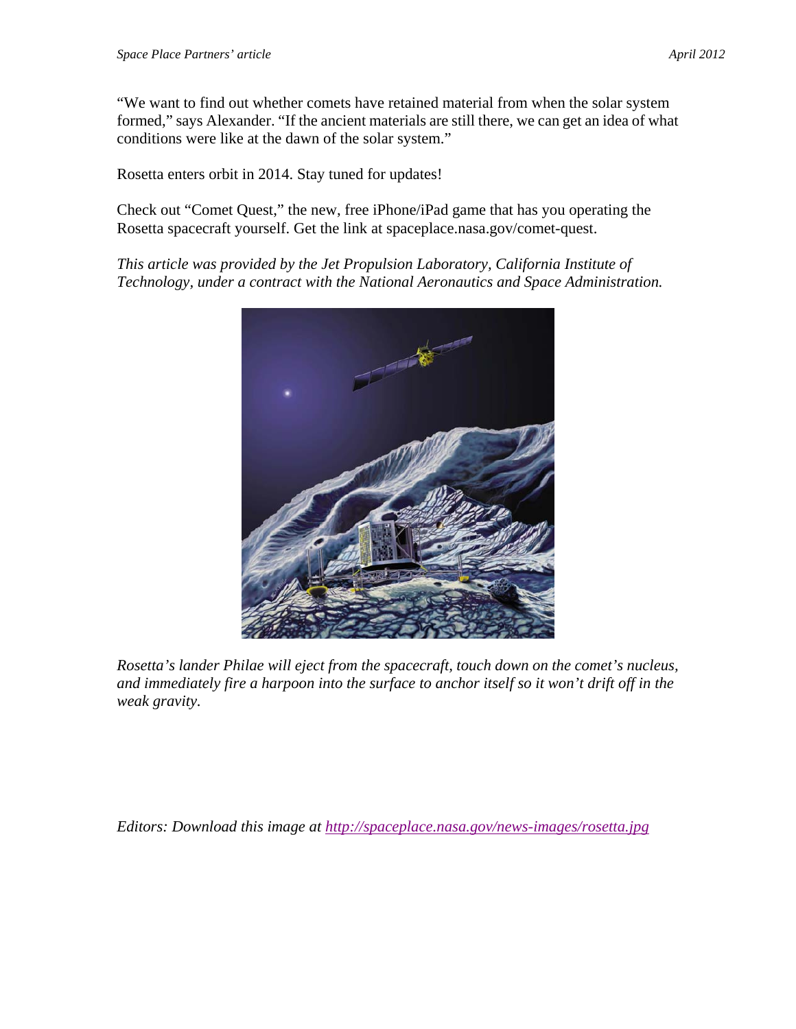"We want to find out whether comets have retained material from when the solar system formed," says Alexander. "If the ancient materials are still there, we can get an idea of what conditions were like at the dawn of the solar system."

Rosetta enters orbit in 2014. Stay tuned for updates!

Check out "Comet Quest," the new, free iPhone/iPad game that has you operating the Rosetta spacecraft yourself. Get the link at spaceplace.nasa.gov/comet-quest.

*This article was provided by the Jet Propulsion Laboratory, California Institute of Technology, under a contract with the National Aeronautics and Space Administration.*

*Rosetta's lander Philae will eject from the spacecraft, touch down on the comet's nucleus, and immediately fire a harpoon into the surface to anchor itself so it won't drift off in the weak gravity.*

*Editors: Download this image at [http://spaceplace.nasa.gov/news-images/rosetta.jpg](http://spaceplace.nasa.gov/news-images/rosetta.jpg)*